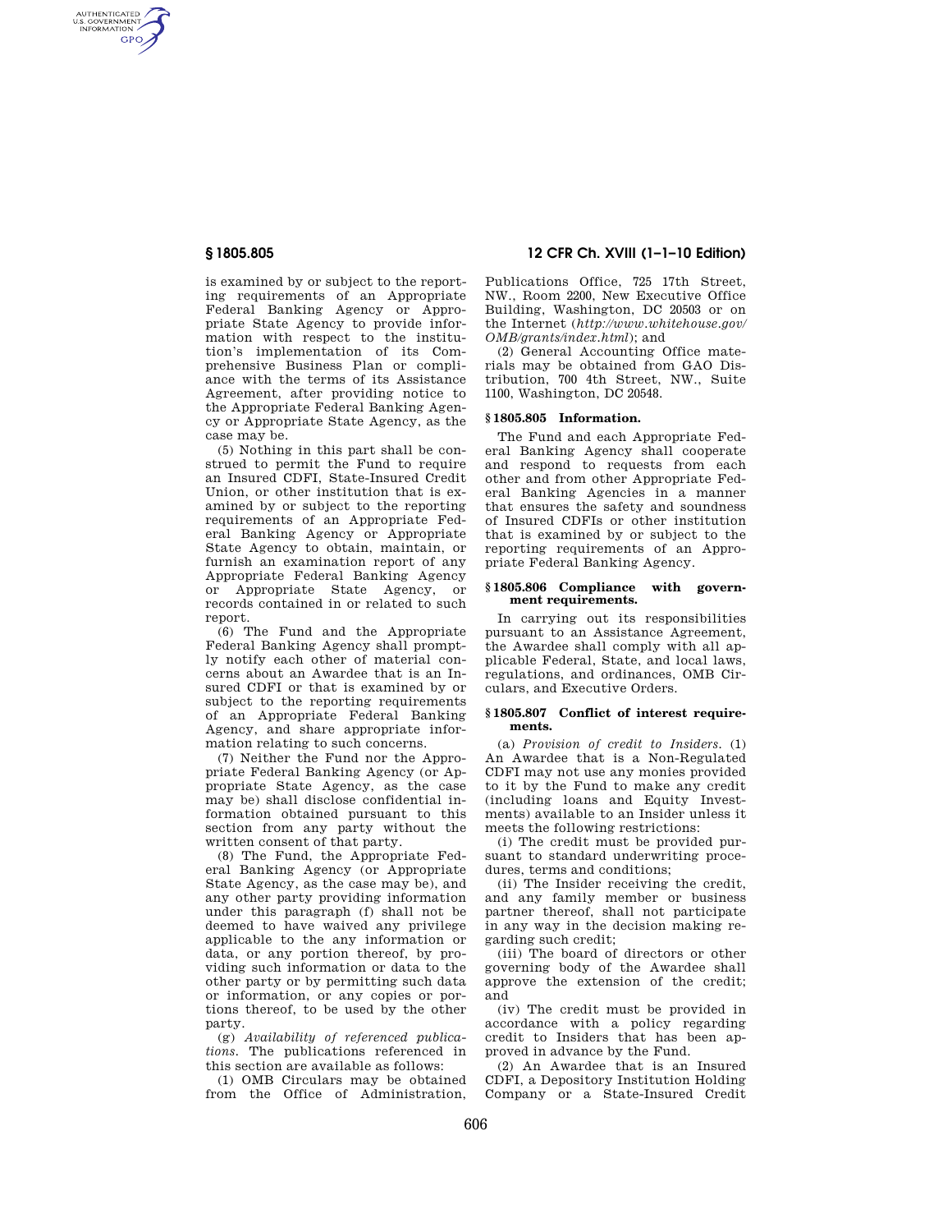is examined by or subject to the reporting requirements of an Appropriate Federal Banking Agency or Appropriate State Agency to provide information with respect to the institution's implementation of its Comprehensive Business Plan or compliance with the terms of its Assistance Agreement, after providing notice to the Appropriate Federal Banking Agency or Appropriate State Agency, as the case may be.

(5) Nothing in this part shall be construed to permit the Fund to require an Insured CDFI, State-Insured Credit Union, or other institution that is examined by or subject to the reporting requirements of an Appropriate Federal Banking Agency or Appropriate State Agency to obtain, maintain, or furnish an examination report of any Appropriate Federal Banking Agency or Appropriate State Agency, or records contained in or related to such report.

(6) The Fund and the Appropriate Federal Banking Agency shall promptly notify each other of material concerns about an Awardee that is an Insured CDFI or that is examined by or subject to the reporting requirements of an Appropriate Federal Banking Agency, and share appropriate information relating to such concerns.

(7) Neither the Fund nor the Appropriate Federal Banking Agency (or Appropriate State Agency, as the case may be) shall disclose confidential information obtained pursuant to this section from any party without the written consent of that party.

(8) The Fund, the Appropriate Federal Banking Agency (or Appropriate State Agency, as the case may be), and any other party providing information under this paragraph (f) shall not be deemed to have waived any privilege applicable to the any information or data, or any portion thereof, by providing such information or data to the other party or by permitting such data or information, or any copies or portions thereof, to be used by the other party.

(g) *Availability of referenced publications.* The publications referenced in this section are available as follows:

(1) OMB Circulars may be obtained from the Office of Administration, Publications Office, 725 17th Street, NW., Room 2200, New Executive Office Building, Washington, DC 20503 or on the Internet (*http://www.whitehouse.gov/OMB/grants/index.html*); and

(2) General Accounting Office materials may be obtained from GAO Distribution, 700 4th Street, NW., Suite 1100, Washington, DC 20548.

## § 1805.805 Information.

The Fund and each Appropriate Federal Banking Agency shall cooperate and respond to requests from each other and from other Appropriate Federal Banking Agencies in a manner that ensures the safety and soundness of Insured CDFIs or other institution that is examined by or subject to the reporting requirements of an Appropriate Federal Banking Agency.

## § 1805.806 Compliance with government requirements.

In carrying out its responsibilities pursuant to an Assistance Agreement, the Awardee shall comply with all applicable Federal, State, and local laws, regulations, and ordinances, OMB Circulars, and Executive Orders.

## § 1805.807 Conflict of interest requirements.

(a) *Provision of credit to Insiders.* (1) An Awardee that is a Non-Regulated CDFI may not use any monies provided to it by the Fund to make any credit (including loans and Equity Investments) available to an Insider unless it meets the following restrictions:

(i) The credit must be provided pursuant to standard underwriting procedures, terms and conditions;

(ii) The Insider receiving the credit, and any family member or business partner thereof, shall not participate in any way in the decision making regarding such credit;

(iii) The board of directors or other governing body of the Awardee shall approve the extension of the credit; and

(iv) The credit must be provided in accordance with a policy regarding credit to Insiders that has been approved in advance by the Fund.

(2) An Awardee that is an Insured CDFI, a Depository Institution Holding Company or a State-Insured Credit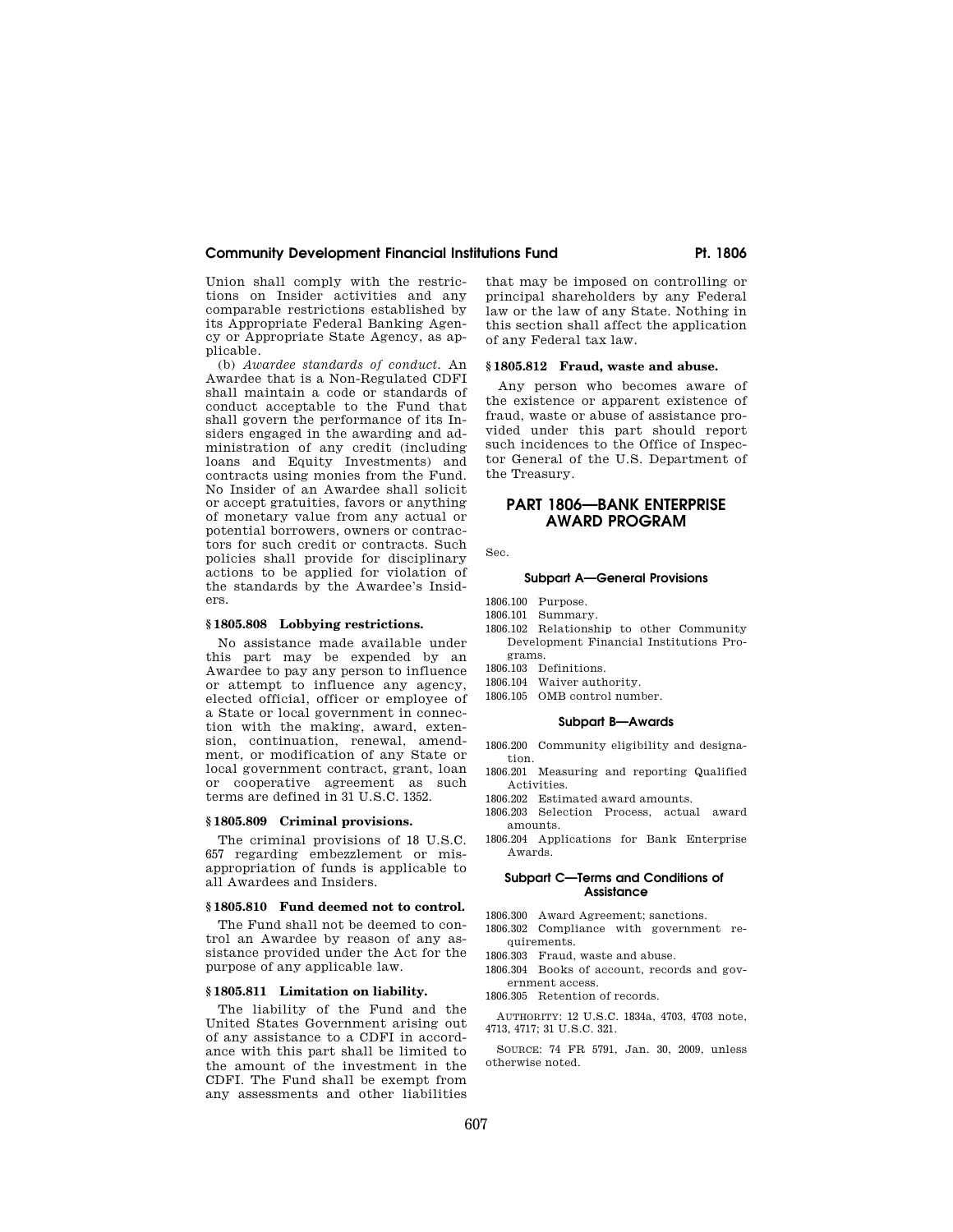Union shall comply with the restrictions on Insider activities and any comparable restrictions established by its Appropriate Federal Banking Agency or Appropriate State Agency, as applicable.

(b) *Awardee standards of conduct.* An Awardee that is a Non-Regulated CDFI shall maintain a code or standards of conduct acceptable to the Fund that shall govern the performance of its Insiders engaged in the awarding and administration of any credit (including loans and Equity Investments) and contracts using monies from the Fund. No Insider of an Awardee shall solicit or accept gratuities, favors or anything of monetary value from any actual or potential borrowers, owners or contractors for such credit or contracts. Such policies shall provide for disciplinary actions to be applied for violation of the standards by the Awardee's Insiders.

### § 1805.808 Lobbying restrictions.

No assistance made available under this part may be expended by an Awardee to pay any person to influence or attempt to influence any agency, elected official, officer or employee of a State or local government in connection with the making, award, extension, continuation, renewal, amendment, or modification of any State or local government contract, grant, loan or cooperative agreement as such terms are defined in 31 U.S.C. 1352.

### § 1805.809 Criminal provisions.

The criminal provisions of 18 U.S.C. 657 regarding embezzlement or misappropriation of funds is applicable to all Awardees and Insiders.

### § 1805.810 Fund deemed not to control.

The Fund shall not be deemed to control an Awardee by reason of any assistance provided under the Act for the purpose of any applicable law.

### § 1805.811 Limitation on liability.

The liability of the Fund and the United States Government arising out of any assistance to a CDFI in accordance with this part shall be limited to the amount of the investment in the CDFI. The Fund shall be exempt from any assessments and other liabilities that may be imposed on controlling or principal shareholders by any Federal law or the law of any State. Nothing in this section shall affect the application of any Federal tax law.

### § 1805.812 Fraud, waste and abuse.

Any person who becomes aware of the existence or apparent existence of fraud, waste or abuse of assistance provided under this part should report such incidences to the Office of Inspector General of the U.S. Department of the Treasury.

## PART 1806—BANK ENTERPRISE AWARD PROGRAM

Sec.

#### Subpart A—General Provisions

1806.100 Purpose.
1806.101 Summary.
1806.102 Relationship to other Community Development Financial Institutions Programs.
1806.103 Definitions.
1806.104 Waiver authority.
1806.105 OMB control number.

#### Subpart B—Awards

1806.200 Community eligibility and designation.
1806.201 Measuring and reporting Qualified Activities.
1806.202 Estimated award amounts.
1806.203 Selection Process, actual award amounts.
1806.204 Applications for Bank Enterprise Awards.

#### Subpart C—Terms and Conditions of Assistance

1806.300 Award Agreement; sanctions.
1806.302 Compliance with government requirements.
1806.303 Fraud, waste and abuse.
1806.304 Books of account, records and government access.
1806.305 Retention of records.

AUTHORITY: 12 U.S.C. 1834a, 4703, 4703 note, 4713, 4717; 31 U.S.C. 321.

SOURCE: 74 FR 5791, Jan. 30, 2009, unless otherwise noted.